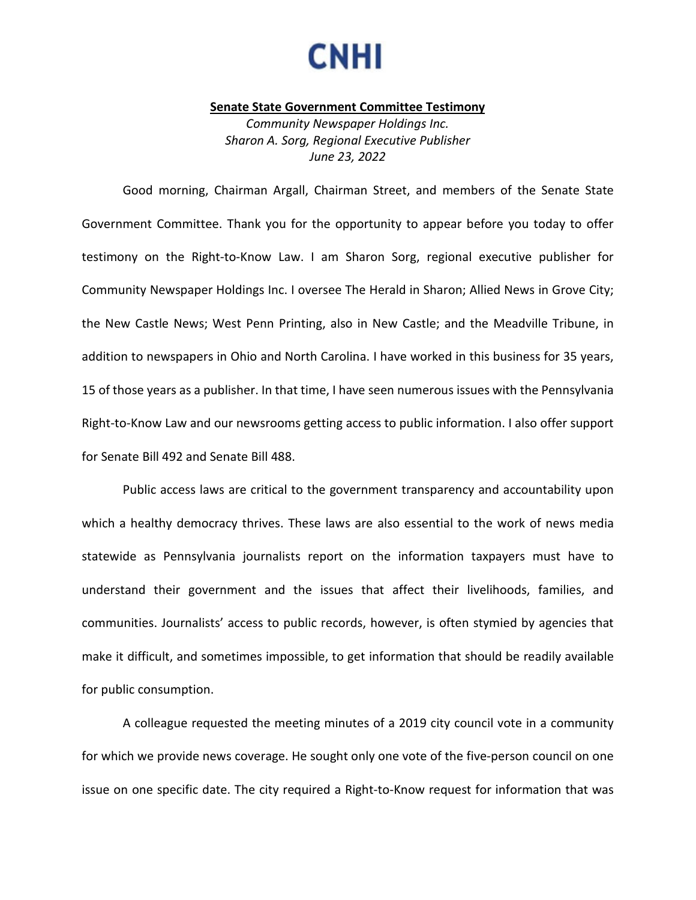# CNHI

**Senate State Government Committee Testimony**

*Community Newspaper Holdings Inc.*
*Sharon A. Sorg, Regional Executive Publisher*
*June 23, 2022*

Good morning, Chairman Argall, Chairman Street, and members of the Senate State Government Committee. Thank you for the opportunity to appear before you today to offer testimony on the Right-to-Know Law. I am Sharon Sorg, regional executive publisher for Community Newspaper Holdings Inc. I oversee The Herald in Sharon; Allied News in Grove City; the New Castle News; West Penn Printing, also in New Castle; and the Meadville Tribune, in addition to newspapers in Ohio and North Carolina. I have worked in this business for 35 years, 15 of those years as a publisher. In that time, I have seen numerous issues with the Pennsylvania Right-to-Know Law and our newsrooms getting access to public information. I also offer support for Senate Bill 492 and Senate Bill 488.

Public access laws are critical to the government transparency and accountability upon which a healthy democracy thrives. These laws are also essential to the work of news media statewide as Pennsylvania journalists report on the information taxpayers must have to understand their government and the issues that affect their livelihoods, families, and communities. Journalists' access to public records, however, is often stymied by agencies that make it difficult, and sometimes impossible, to get information that should be readily available for public consumption.

A colleague requested the meeting minutes of a 2019 city council vote in a community for which we provide news coverage. He sought only one vote of the five-person council on one issue on one specific date. The city required a Right-to-Know request for information that was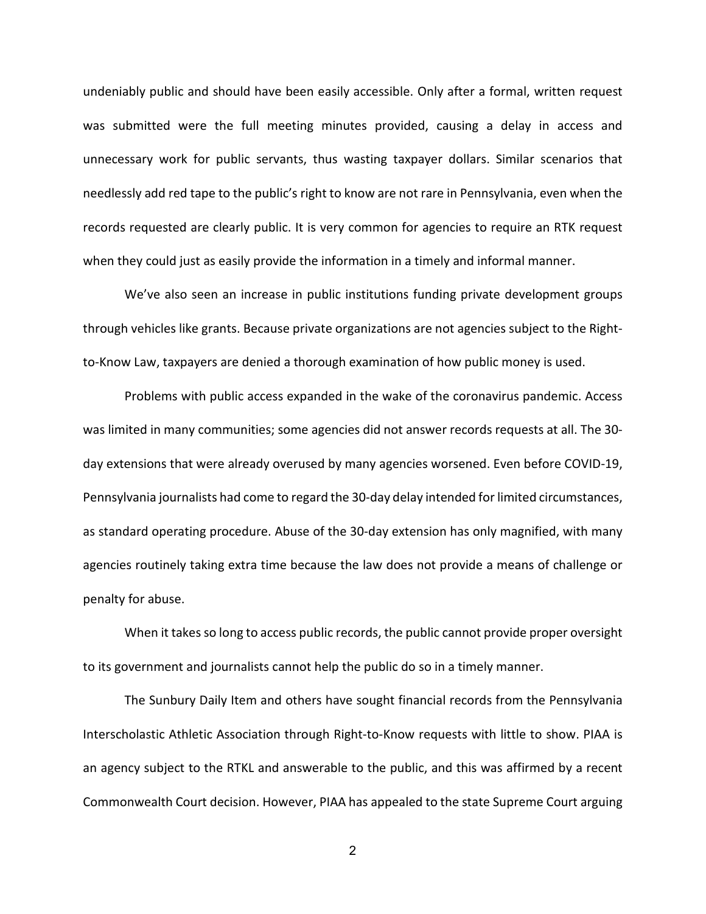undeniably public and should have been easily accessible. Only after a formal, written request was submitted were the full meeting minutes provided, causing a delay in access and unnecessary work for public servants, thus wasting taxpayer dollars. Similar scenarios that needlessly add red tape to the public's right to know are not rare in Pennsylvania, even when the records requested are clearly public. It is very common for agencies to require an RTK request when they could just as easily provide the information in a timely and informal manner.

We've also seen an increase in public institutions funding private development groups through vehicles like grants. Because private organizations are not agencies subject to the Right-to-Know Law, taxpayers are denied a thorough examination of how public money is used.

Problems with public access expanded in the wake of the coronavirus pandemic. Access was limited in many communities; some agencies did not answer records requests at all. The 30-day extensions that were already overused by many agencies worsened. Even before COVID-19, Pennsylvania journalists had come to regard the 30-day delay intended for limited circumstances, as standard operating procedure. Abuse of the 30-day extension has only magnified, with many agencies routinely taking extra time because the law does not provide a means of challenge or penalty for abuse.

When it takes so long to access public records, the public cannot provide proper oversight to its government and journalists cannot help the public do so in a timely manner.

The Sunbury Daily Item and others have sought financial records from the Pennsylvania Interscholastic Athletic Association through Right-to-Know requests with little to show. PIAA is an agency subject to the RTKL and answerable to the public, and this was affirmed by a recent Commonwealth Court decision. However, PIAA has appealed to the state Supreme Court arguing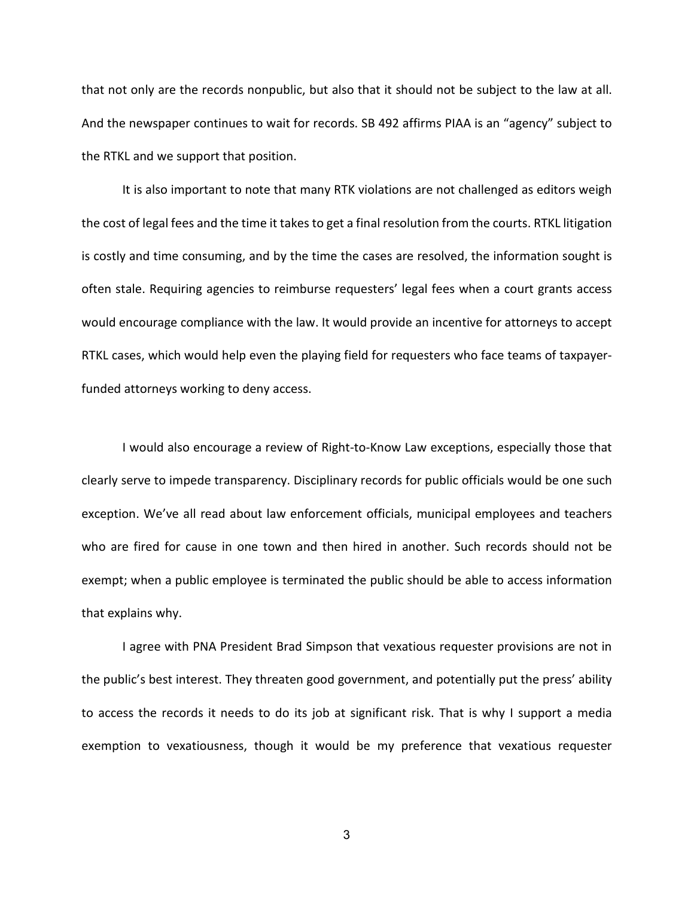that not only are the records nonpublic, but also that it should not be subject to the law at all. And the newspaper continues to wait for records. SB 492 affirms PIAA is an "agency" subject to the RTKL and we support that position.

It is also important to note that many RTK violations are not challenged as editors weigh the cost of legal fees and the time it takes to get a final resolution from the courts. RTKL litigation is costly and time consuming, and by the time the cases are resolved, the information sought is often stale. Requiring agencies to reimburse requesters' legal fees when a court grants access would encourage compliance with the law. It would provide an incentive for attorneys to accept RTKL cases, which would help even the playing field for requesters who face teams of taxpayer-funded attorneys working to deny access.

I would also encourage a review of Right-to-Know Law exceptions, especially those that clearly serve to impede transparency. Disciplinary records for public officials would be one such exception. We've all read about law enforcement officials, municipal employees and teachers who are fired for cause in one town and then hired in another. Such records should not be exempt; when a public employee is terminated the public should be able to access information that explains why.

I agree with PNA President Brad Simpson that vexatious requester provisions are not in the public's best interest. They threaten good government, and potentially put the press' ability to access the records it needs to do its job at significant risk. That is why I support a media exemption to vexatiousness, though it would be my preference that vexatious requester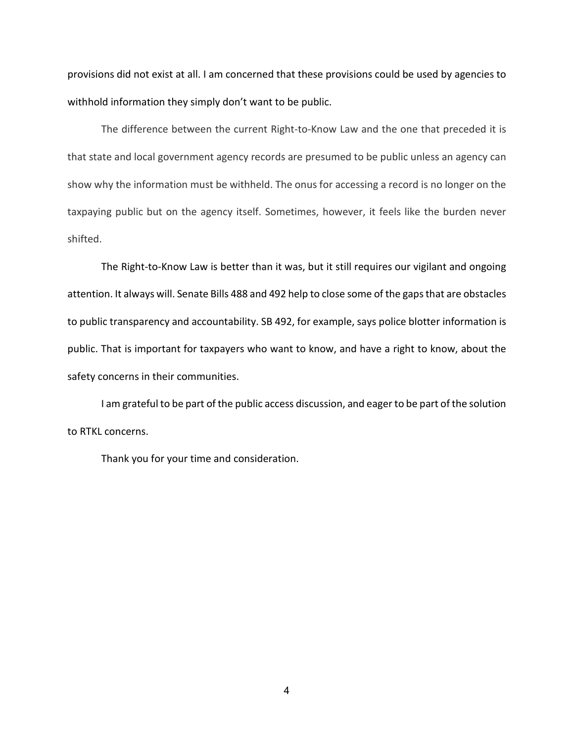provisions did not exist at all. I am concerned that these provisions could be used by agencies to withhold information they simply don't want to be public.

The difference between the current Right-to-Know Law and the one that preceded it is that state and local government agency records are presumed to be public unless an agency can show why the information must be withheld. The onus for accessing a record is no longer on the taxpaying public but on the agency itself. Sometimes, however, it feels like the burden never shifted.

The Right-to-Know Law is better than it was, but it still requires our vigilant and ongoing attention. It always will. Senate Bills 488 and 492 help to close some of the gaps that are obstacles to public transparency and accountability. SB 492, for example, says police blotter information is public. That is important for taxpayers who want to know, and have a right to know, about the safety concerns in their communities.

I am grateful to be part of the public access discussion, and eager to be part of the solution to RTKL concerns.

Thank you for your time and consideration.